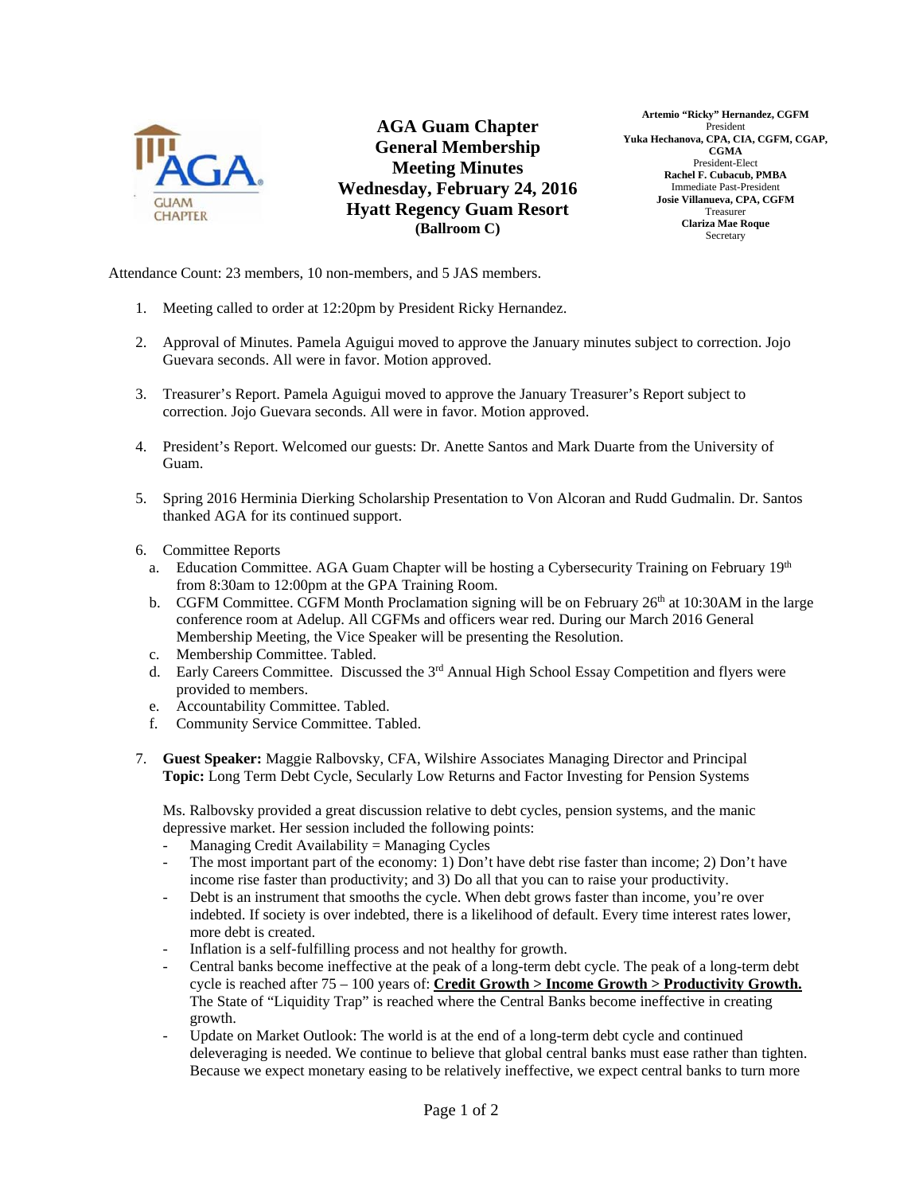# AGA Guam Chapter General Membership Meeting Minutes

**Wednesday, February 24, 2016**
**Hyatt Regency Guam Resort**
**(Ballroom C)**

**Artemio "Ricky" Hernandez, CGFM**
President
**Yuka Hechanova, CPA, CIA, CGFM, CGAP, CGMA**
President-Elect
**Rachel F. Cubacub, PMBA**
Immediate Past-President
**Josie Villanueva, CPA, CGFM**
Treasurer
**Clariza Mae Roque**
Secretary

Attendance Count: 23 members, 10 non-members, and 5 JAS members.

1. Meeting called to order at 12:20pm by President Ricky Hernandez.

2. Approval of Minutes. Pamela Aguigui moved to approve the January minutes subject to correction. Jojo Guevara seconds. All were in favor. Motion approved.

3. Treasurer's Report. Pamela Aguigui moved to approve the January Treasurer's Report subject to correction. Jojo Guevara seconds. All were in favor. Motion approved.

4. President's Report. Welcomed our guests: Dr. Anette Santos and Mark Duarte from the University of Guam.

5. Spring 2016 Herminia Dierking Scholarship Presentation to Von Alcoran and Rudd Gudmalin. Dr. Santos thanked AGA for its continued support.

6. Committee Reports
   a. Education Committee. AGA Guam Chapter will be hosting a Cybersecurity Training on February 19th from 8:30am to 12:00pm at the GPA Training Room.
   b. CGFM Committee. CGFM Month Proclamation signing will be on February 26th at 10:30AM in the large conference room at Adelup. All CGFMs and officers wear red. During our March 2016 General Membership Meeting, the Vice Speaker will be presenting the Resolution.
   c. Membership Committee. Tabled.
   d. Early Careers Committee. Discussed the 3rd Annual High School Essay Competition and flyers were provided to members.
   e. Accountability Committee. Tabled.
   f. Community Service Committee. Tabled.

7. **Guest Speaker:** Maggie Ralbovsky, CFA, Wilshire Associates Managing Director and Principal
   **Topic:** Long Term Debt Cycle, Secularly Low Returns and Factor Investing for Pension Systems

   Ms. Ralbovsky provided a great discussion relative to debt cycles, pension systems, and the manic depressive market. Her session included the following points:
   - Managing Credit Availability = Managing Cycles
   - The most important part of the economy: 1) Don't have debt rise faster than income; 2) Don't have income rise faster than productivity; and 3) Do all that you can to raise your productivity.
   - Debt is an instrument that smooths the cycle. When debt grows faster than income, you're over indebted. If society is over indebted, there is a likelihood of default. Every time interest rates lower, more debt is created.
   - Inflation is a self-fulfilling process and not healthy for growth.
   - Central banks become ineffective at the peak of a long-term debt cycle. The peak of a long-term debt cycle is reached after 75 – 100 years of: **Credit Growth > Income Growth > Productivity Growth.** The State of "Liquidity Trap" is reached where the Central Banks become ineffective in creating growth.
   - Update on Market Outlook: The world is at the end of a long-term debt cycle and continued deleveraging is needed. We continue to believe that global central banks must ease rather than tighten. Because we expect monetary easing to be relatively ineffective, we expect central banks to turn more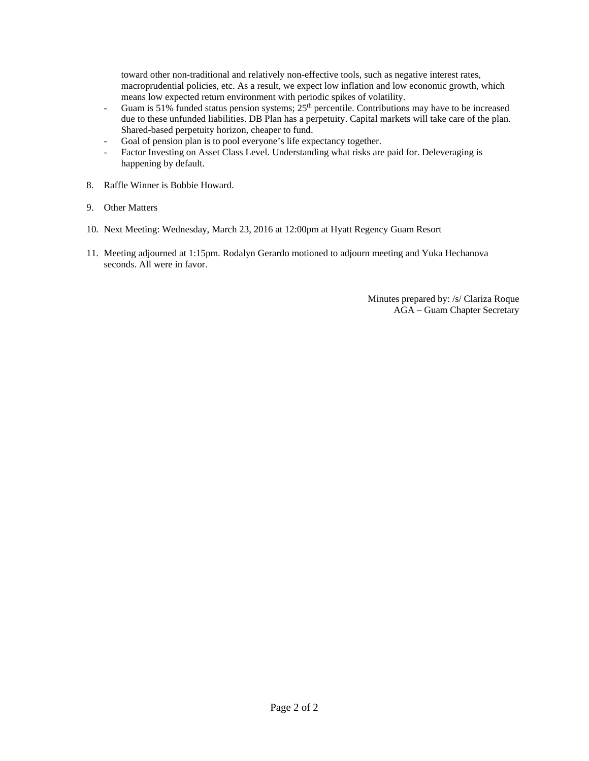toward other non-traditional and relatively non-effective tools, such as negative interest rates, macroprudential policies, etc. As a result, we expect low inflation and low economic growth, which means low expected return environment with periodic spikes of volatility.
- Guam is 51% funded status pension systems; 25th percentile. Contributions may have to be increased due to these unfunded liabilities. DB Plan has a perpetuity. Capital markets will take care of the plan. Shared-based perpetuity horizon, cheaper to fund.
- Goal of pension plan is to pool everyone's life expectancy together.
- Factor Investing on Asset Class Level. Understanding what risks are paid for. Deleveraging is happening by default.

8. Raffle Winner is Bobbie Howard.

9. Other Matters

10. Next Meeting: Wednesday, March 23, 2016 at 12:00pm at Hyatt Regency Guam Resort

11. Meeting adjourned at 1:15pm. Rodalyn Gerardo motioned to adjourn meeting and Yuka Hechanova seconds. All were in favor.

Minutes prepared by: /s/ Clariza Roque
AGA – Guam Chapter Secretary